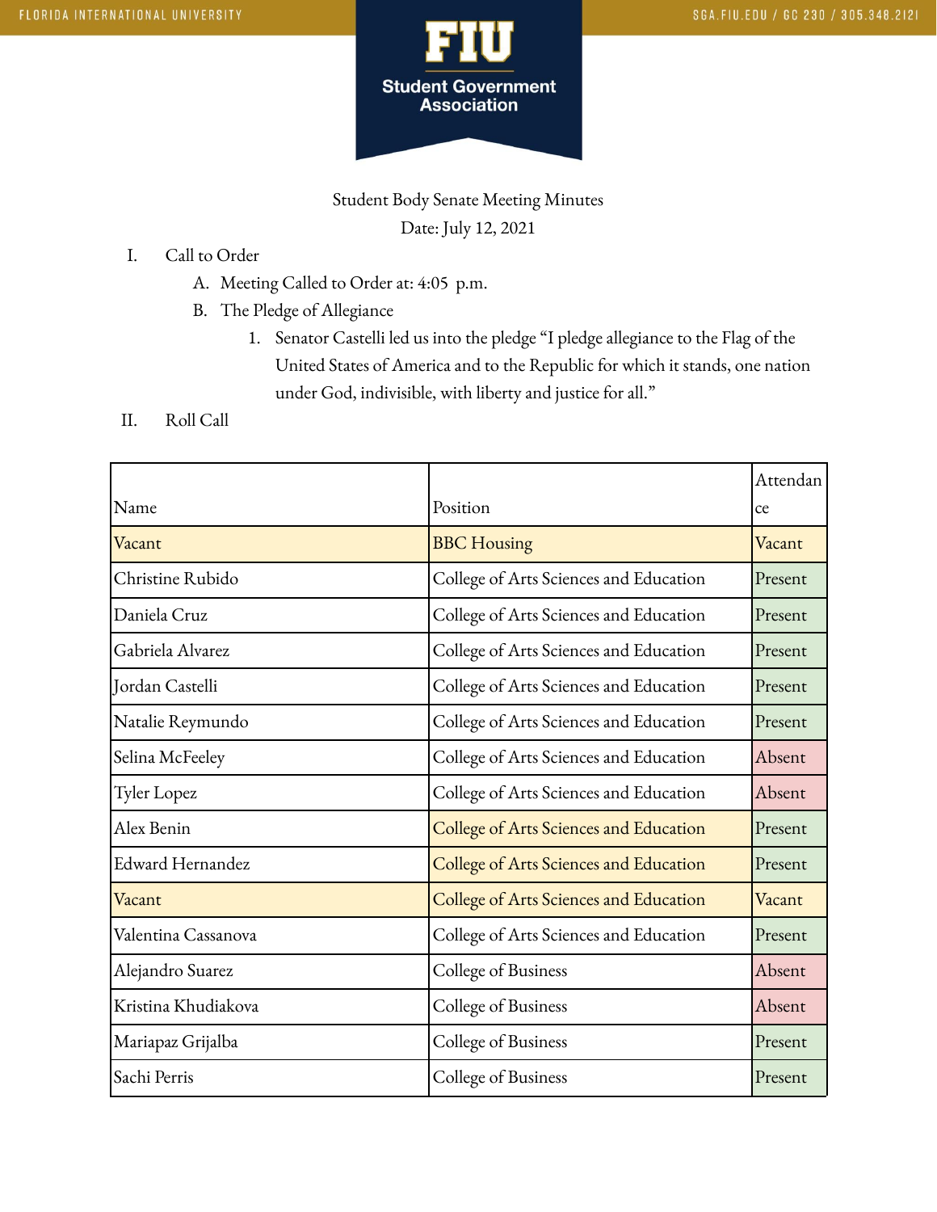Student Body Senate Meeting Minutes

Date: July 12, 2021

I. Call to Order

A. Meeting Called to Order at: 4:05 p.m.

B. The Pledge of Allegiance

1. Senator Castelli led us into the pledge "I pledge allegiance to the Flag of the United States of America and to the Republic for which it stands, one nation under God, indivisible, with liberty and justice for all."

II. Roll Call

| Name | Position | Attendance |
|---|---|---|
| Vacant | BBC Housing | Vacant |
| Christine Rubido | College of Arts Sciences and Education | Present |
| Daniela Cruz | College of Arts Sciences and Education | Present |
| Gabriela Alvarez | College of Arts Sciences and Education | Present |
| Jordan Castelli | College of Arts Sciences and Education | Present |
| Natalie Reymundo | College of Arts Sciences and Education | Present |
| Selina McFeeley | College of Arts Sciences and Education | Absent |
| Tyler Lopez | College of Arts Sciences and Education | Absent |
| Alex Benin | College of Arts Sciences and Education | Present |
| Edward Hernandez | College of Arts Sciences and Education | Present |
| Vacant | College of Arts Sciences and Education | Vacant |
| Valentina Cassanova | College of Arts Sciences and Education | Present |
| Alejandro Suarez | College of Business | Absent |
| Kristina Khudiakova | College of Business | Absent |
| Mariapaz Grijalba | College of Business | Present |
| Sachi Perris | College of Business | Present |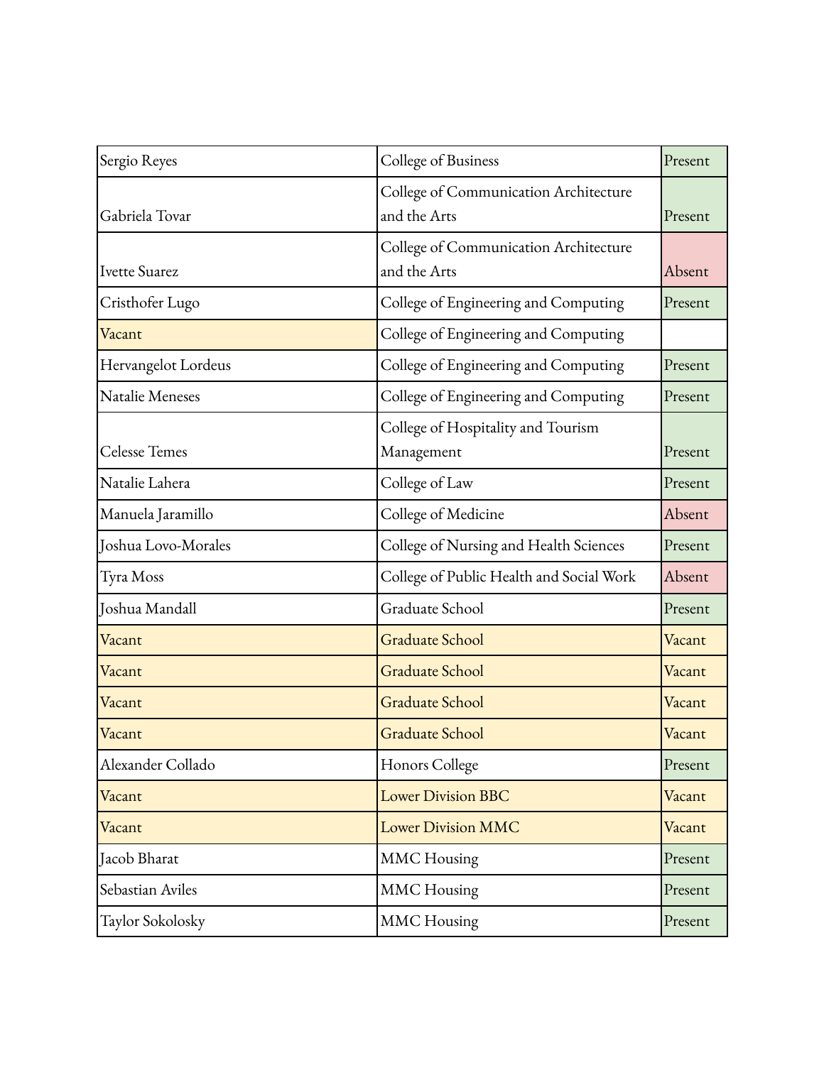| Sergio Reyes | College of Business | Present |
|---|---|---|
| Gabriela Tovar | College of Communication Architecture and the Arts | Present |
| Ivette Suarez | College of Communication Architecture and the Arts | Absent |
| Cristhofer Lugo | College of Engineering and Computing | Present |
| Vacant | College of Engineering and Computing | |
| Hervangelot Lordeus | College of Engineering and Computing | Present |
| Natalie Meneses | College of Engineering and Computing | Present |
| Celesse Temes | College of Hospitality and Tourism Management | Present |
| Natalie Lahera | College of Law | Present |
| Manuela Jaramillo | College of Medicine | Absent |
| Joshua Lovo-Morales | College of Nursing and Health Sciences | Present |
| Tyra Moss | College of Public Health and Social Work | Absent |
| Joshua Mandall | Graduate School | Present |
| Vacant | Graduate School | Vacant |
| Vacant | Graduate School | Vacant |
| Vacant | Graduate School | Vacant |
| Vacant | Graduate School | Vacant |
| Alexander Collado | Honors College | Present |
| Vacant | Lower Division BBC | Vacant |
| Vacant | Lower Division MMC | Vacant |
| Jacob Bharat | MMC Housing | Present |
| Sebastian Aviles | MMC Housing | Present |
| Taylor Sokolosky | MMC Housing | Present |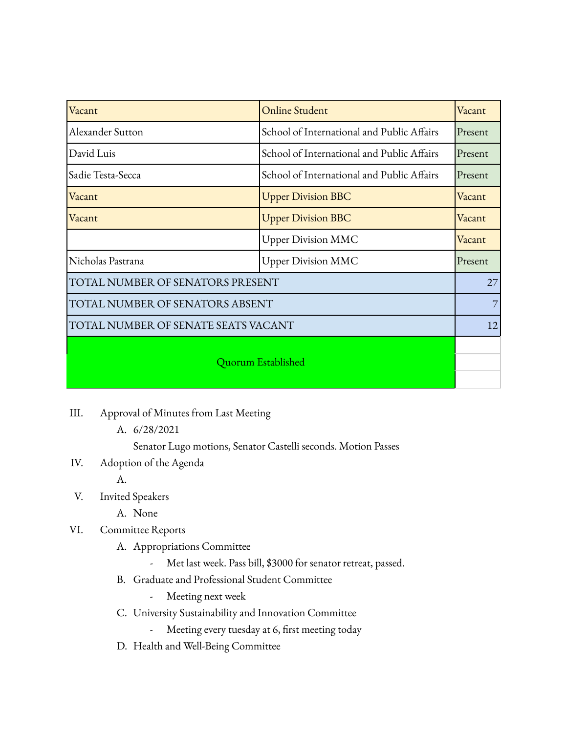| Vacant | Online Student | Vacant |
|---|---|---|
| Alexander Sutton | School of International and Public Affairs | Present |
| David Luis | School of International and Public Affairs | Present |
| Sadie Testa-Secca | School of International and Public Affairs | Present |
| Vacant | Upper Division BBC | Vacant |
| Vacant | Upper Division BBC | Vacant |
| | Upper Division MMC | Vacant |
| Nicholas Pastrana | Upper Division MMC | Present |
| TOTAL NUMBER OF SENATORS PRESENT | | 27 |
| TOTAL NUMBER OF SENATORS ABSENT | | 7 |
| TOTAL NUMBER OF SENATE SEATS VACANT | | 12 |
| Quorum Established | | |

III. Approval of Minutes from Last Meeting

A. 6/28/2021

Senator Lugo motions, Senator Castelli seconds. Motion Passes

IV. Adoption of the Agenda

A.

V. Invited Speakers

A. None

VI. Committee Reports

A. Appropriations Committee

- Met last week. Pass bill, $3000 for senator retreat, passed.

B. Graduate and Professional Student Committee

- Meeting next week

C. University Sustainability and Innovation Committee

- Meeting every tuesday at 6, first meeting today

D. Health and Well-Being Committee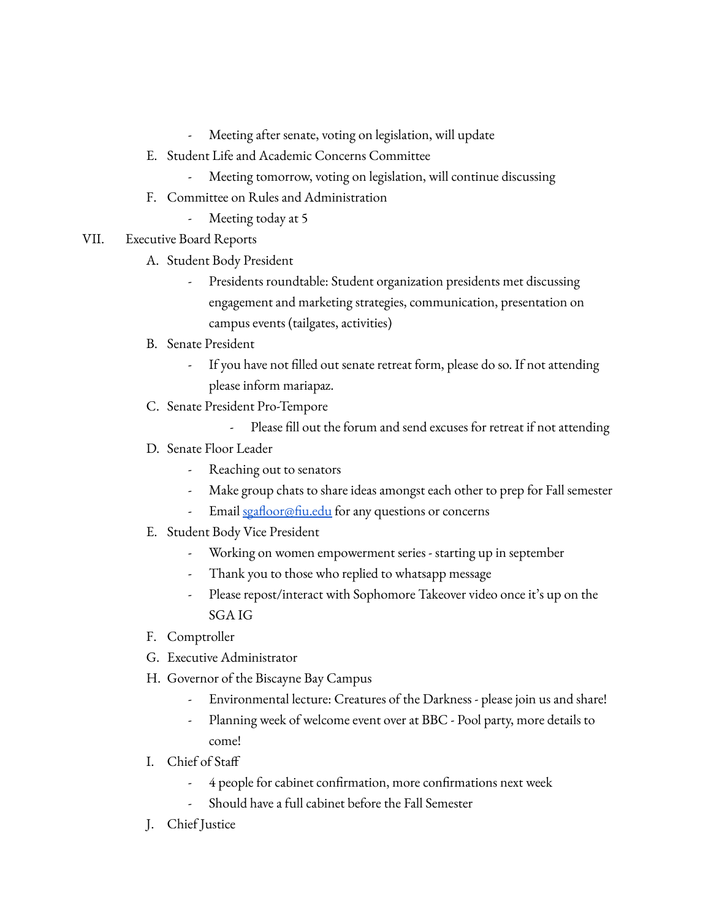- Meeting after senate, voting on legislation, will update

E. Student Life and Academic Concerns Committee
   - Meeting tomorrow, voting on legislation, will continue discussing

F. Committee on Rules and Administration
   - Meeting today at 5

VII. Executive Board Reports

A. Student Body President
   - Presidents roundtable: Student organization presidents met discussing engagement and marketing strategies, communication, presentation on campus events (tailgates, activities)

B. Senate President
   - If you have not filled out senate retreat form, please do so. If not attending please inform mariapaz.

C. Senate President Pro-Tempore
   - Please fill out the forum and send excuses for retreat if not attending

D. Senate Floor Leader
   - Reaching out to senators
   - Make group chats to share ideas amongst each other to prep for Fall semester
   - Email sgafloor@fiu.edu for any questions or concerns

E. Student Body Vice President
   - Working on women empowerment series - starting up in september
   - Thank you to those who replied to whatsapp message
   - Please repost/interact with Sophomore Takeover video once it's up on the SGA IG

F. Comptroller

G. Executive Administrator

H. Governor of the Biscayne Bay Campus
   - Environmental lecture: Creatures of the Darkness - please join us and share!
   - Planning week of welcome event over at BBC - Pool party, more details to come!

I. Chief of Staff
   - 4 people for cabinet confirmation, more confirmations next week
   - Should have a full cabinet before the Fall Semester

J. Chief Justice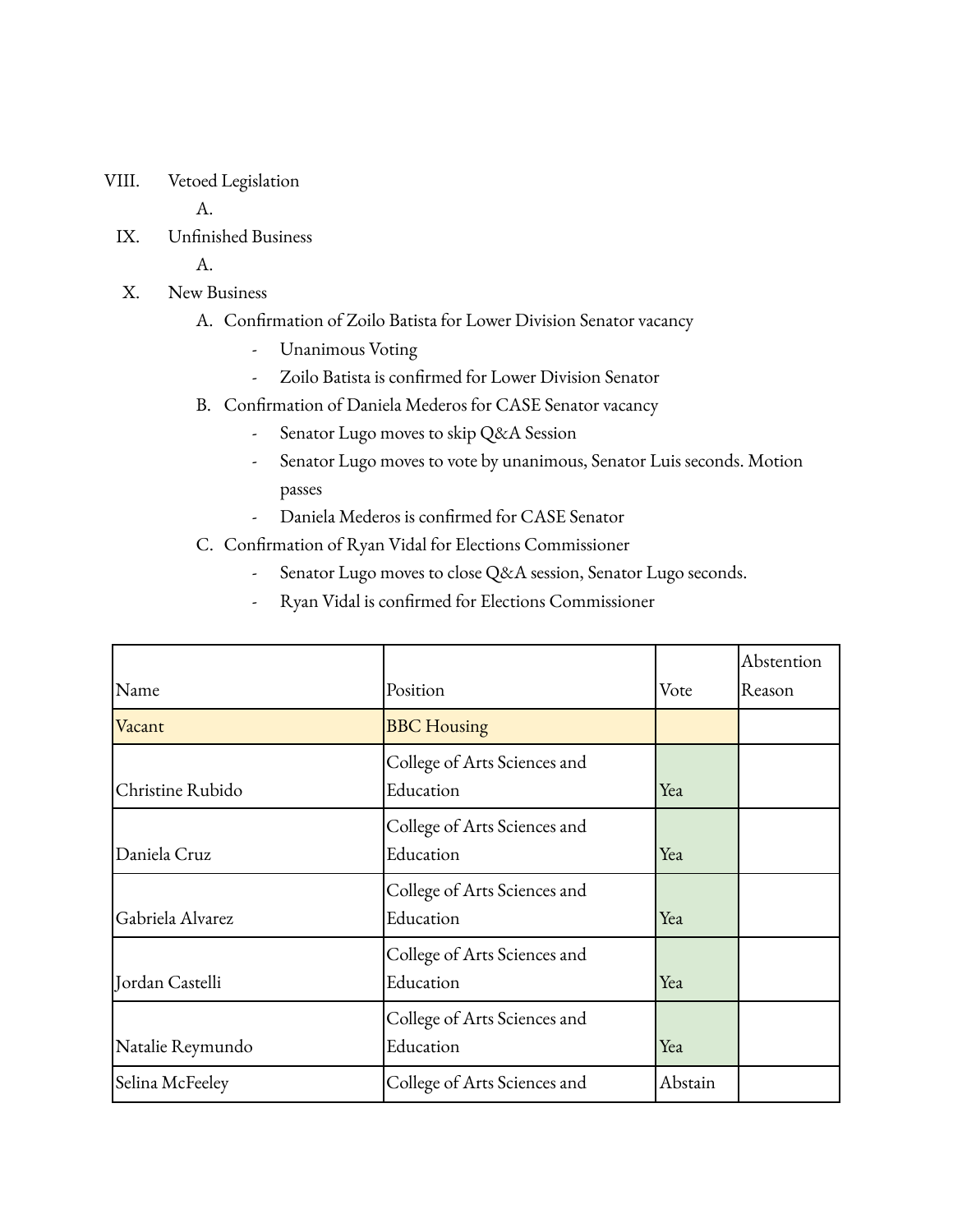VIII. Vetoed Legislation

  A.

IX. Unfinished Business

  A.

X. New Business

  A. Confirmation of Zoilo Batista for Lower Division Senator vacancy
    - Unanimous Voting
    - Zoilo Batista is confirmed for Lower Division Senator
  B. Confirmation of Daniela Mederos for CASE Senator vacancy
    - Senator Lugo moves to skip Q&A Session
    - Senator Lugo moves to vote by unanimous, Senator Luis seconds. Motion passes
    - Daniela Mederos is confirmed for CASE Senator
  C. Confirmation of Ryan Vidal for Elections Commissioner
    - Senator Lugo moves to close Q&A session, Senator Lugo seconds.
    - Ryan Vidal is confirmed for Elections Commissioner

| Name | Position | Vote | Abstention Reason |
|---|---|---|---|
| Vacant | BBC Housing | | |
| Christine Rubido | College of Arts Sciences and Education | Yea | |
| Daniela Cruz | College of Arts Sciences and Education | Yea | |
| Gabriela Alvarez | College of Arts Sciences and Education | Yea | |
| Jordan Castelli | College of Arts Sciences and Education | Yea | |
| Natalie Reymundo | College of Arts Sciences and Education | Yea | |
| Selina McFeeley | College of Arts Sciences and | Abstain | |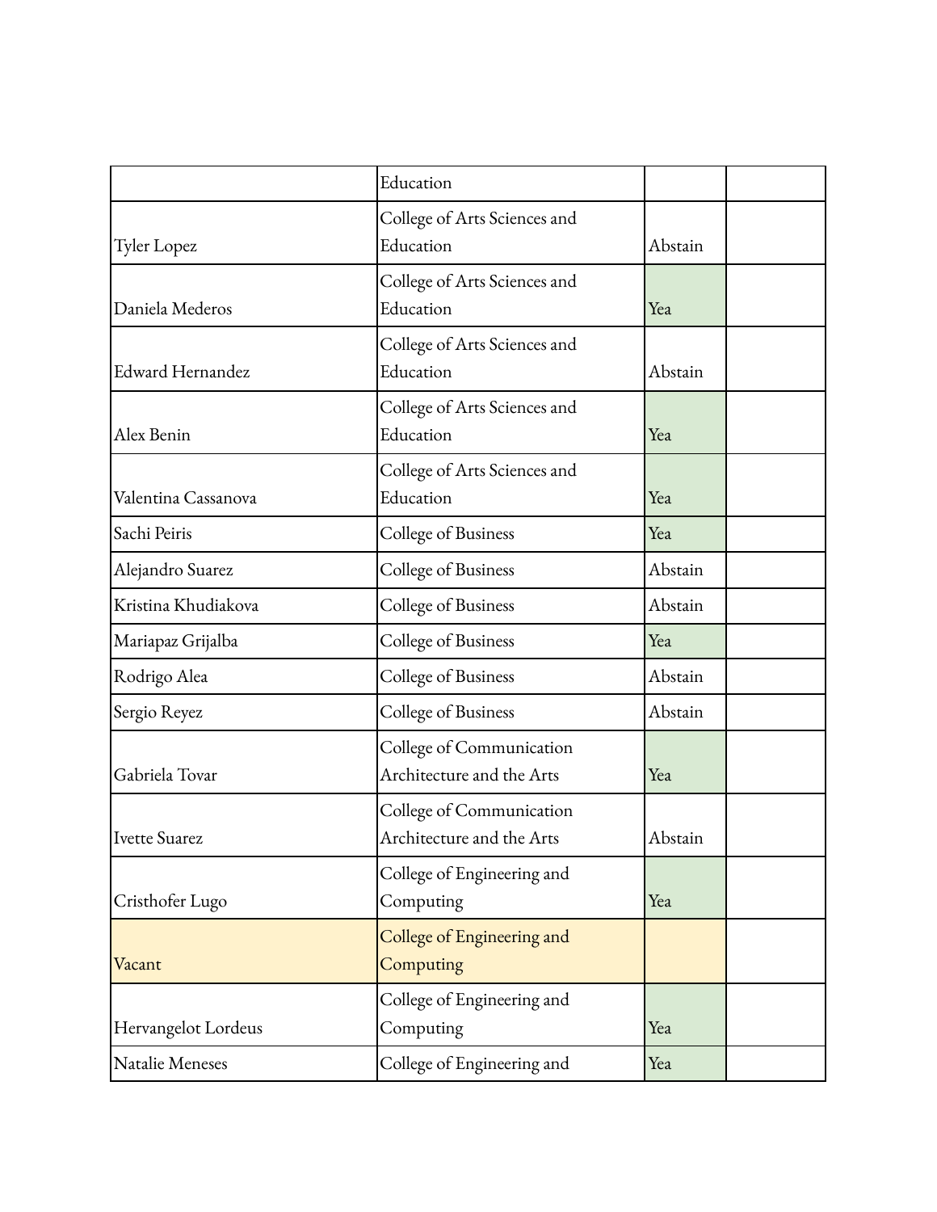| | Education | | |
|---|---|---|---|
| Tyler Lopez | College of Arts Sciences and Education | Abstain | |
| Daniela Mederos | College of Arts Sciences and Education | Yea | |
| Edward Hernandez | College of Arts Sciences and Education | Abstain | |
| Alex Benin | College of Arts Sciences and Education | Yea | |
| Valentina Cassanova | College of Arts Sciences and Education | Yea | |
| Sachi Peiris | College of Business | Yea | |
| Alejandro Suarez | College of Business | Abstain | |
| Kristina Khudiakova | College of Business | Abstain | |
| Mariapaz Grijalba | College of Business | Yea | |
| Rodrigo Alea | College of Business | Abstain | |
| Sergio Reyez | College of Business | Abstain | |
| Gabriela Tovar | College of Communication Architecture and the Arts | Yea | |
| Ivette Suarez | College of Communication Architecture and the Arts | Abstain | |
| Cristhofer Lugo | College of Engineering and Computing | Yea | |
| Vacant | College of Engineering and Computing | | |
| Hervangelot Lordeus | College of Engineering and Computing | Yea | |
| Natalie Meneses | College of Engineering and | Yea | |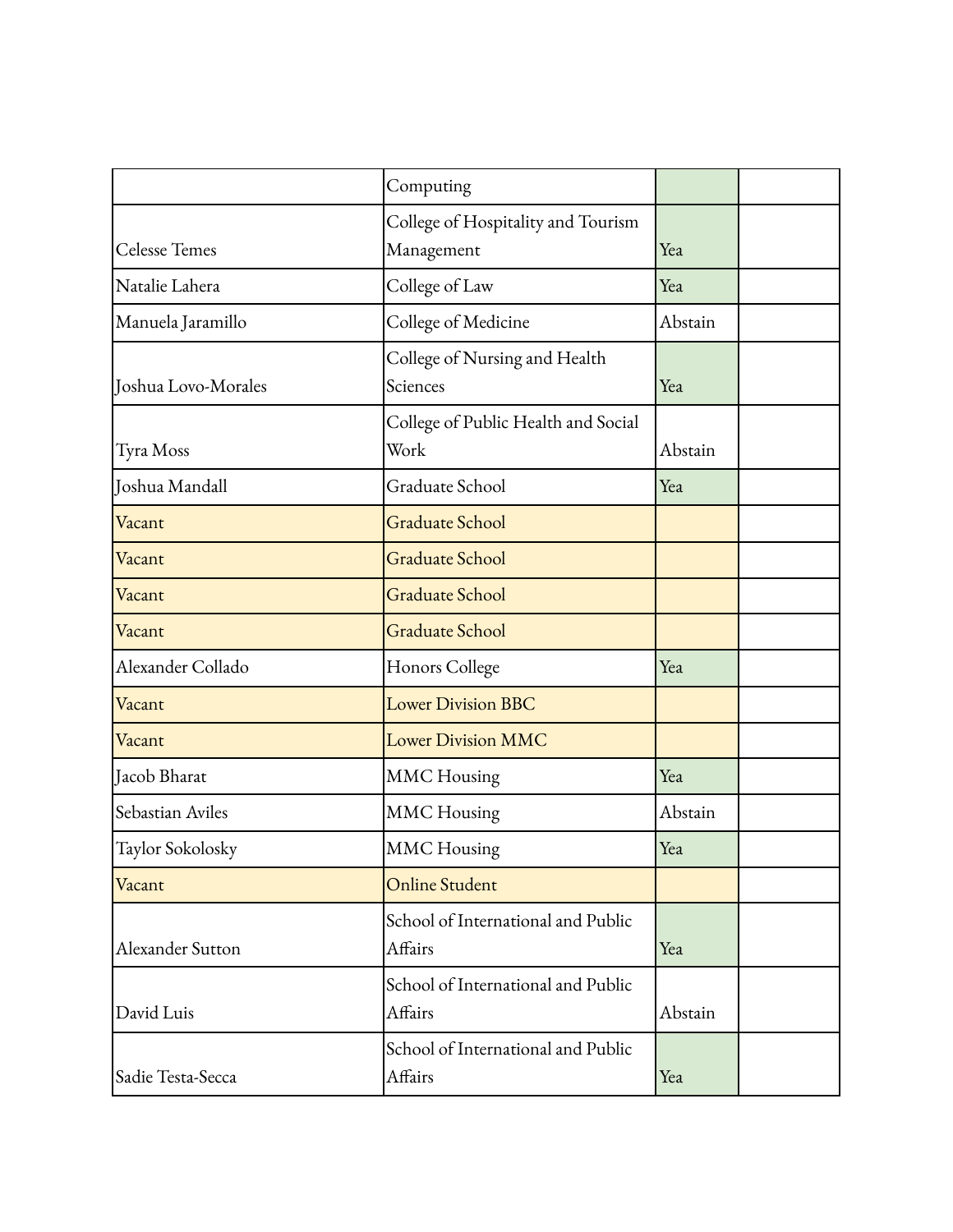| | | | |
|---|---|---|---|
| | Computing | | |
| Celesse Temes | College of Hospitality and Tourism Management | Yea | |
| Natalie Lahera | College of Law | Yea | |
| Manuela Jaramillo | College of Medicine | Abstain | |
| Joshua Lovo-Morales | College of Nursing and Health Sciences | Yea | |
| Tyra Moss | College of Public Health and Social Work | Abstain | |
| Joshua Mandall | Graduate School | Yea | |
| Vacant | Graduate School | | |
| Vacant | Graduate School | | |
| Vacant | Graduate School | | |
| Vacant | Graduate School | | |
| Alexander Collado | Honors College | Yea | |
| Vacant | Lower Division BBC | | |
| Vacant | Lower Division MMC | | |
| Jacob Bharat | MMC Housing | Yea | |
| Sebastian Aviles | MMC Housing | Abstain | |
| Taylor Sokolosky | MMC Housing | Yea | |
| Vacant | Online Student | | |
| Alexander Sutton | School of International and Public Affairs | Yea | |
| David Luis | School of International and Public Affairs | Abstain | |
| Sadie Testa-Secca | School of International and Public Affairs | Yea | |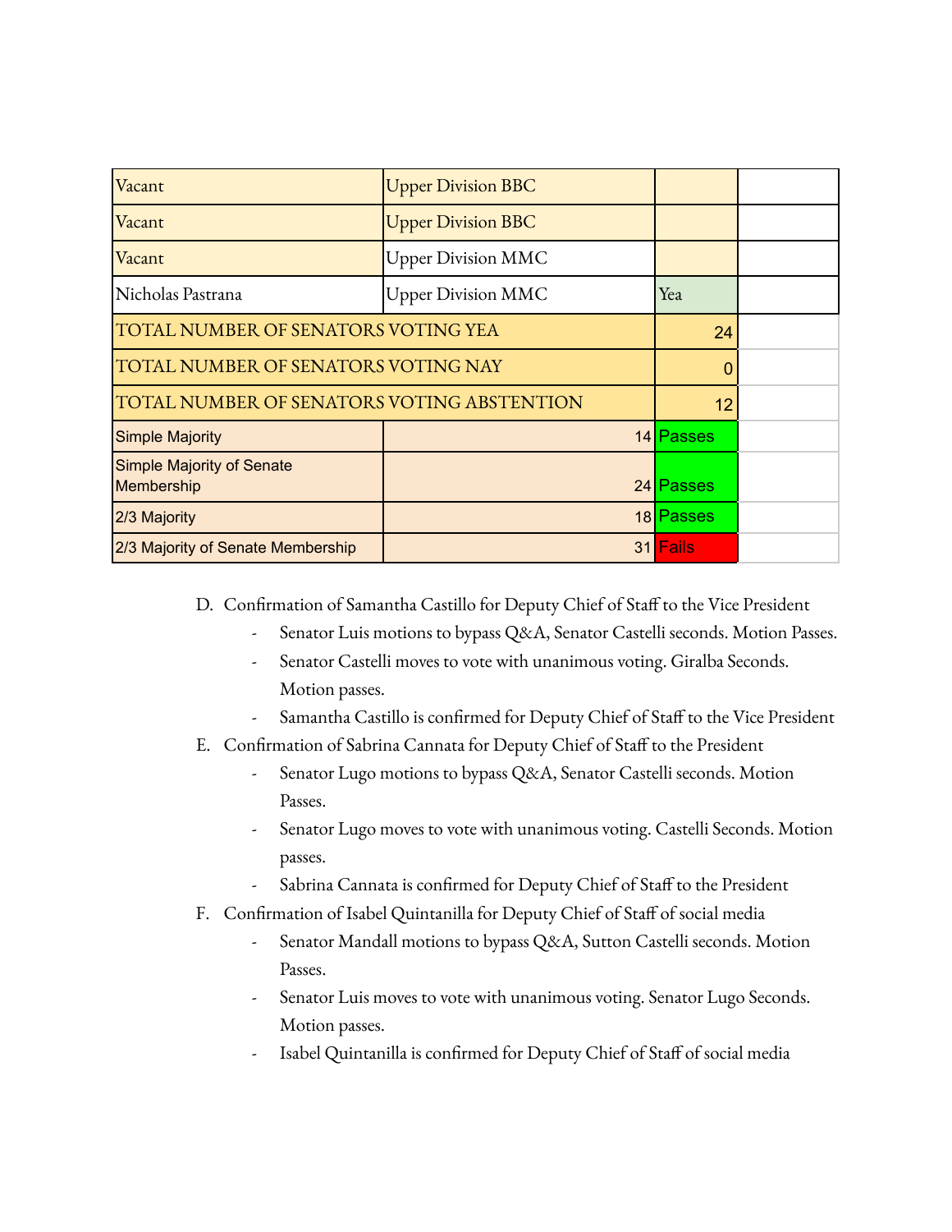| | | | |
|---|---|---|---|
| Vacant | Upper Division BBC | | |
| Vacant | Upper Division BBC | | |
| Vacant | Upper Division MMC | | |
| Nicholas Pastrana | Upper Division MMC | Yea | |
| TOTAL NUMBER OF SENATORS VOTING YEA | | 24 | |
| TOTAL NUMBER OF SENATORS VOTING NAY | | 0 | |
| TOTAL NUMBER OF SENATORS VOTING ABSTENTION | | 12 | |
| Simple Majority | 14 | Passes | |
| Simple Majority of Senate Membership | 24 | Passes | |
| 2/3 Majority | 18 | Passes | |
| 2/3 Majority of Senate Membership | 31 | Fails | |

D. Confirmation of Samantha Castillo for Deputy Chief of Staff to the Vice President
   - Senator Luis motions to bypass Q&A, Senator Castelli seconds. Motion Passes.
   - Senator Castelli moves to vote with unanimous voting. Giralba Seconds. Motion passes.
   - Samantha Castillo is confirmed for Deputy Chief of Staff to the Vice President

E. Confirmation of Sabrina Cannata for Deputy Chief of Staff to the President
   - Senator Lugo motions to bypass Q&A, Senator Castelli seconds. Motion Passes.
   - Senator Lugo moves to vote with unanimous voting. Castelli Seconds. Motion passes.
   - Sabrina Cannata is confirmed for Deputy Chief of Staff to the President

F. Confirmation of Isabel Quintanilla for Deputy Chief of Staff of social media
   - Senator Mandall motions to bypass Q&A, Sutton Castelli seconds. Motion Passes.
   - Senator Luis moves to vote with unanimous voting. Senator Lugo Seconds. Motion passes.
   - Isabel Quintanilla is confirmed for Deputy Chief of Staff of social media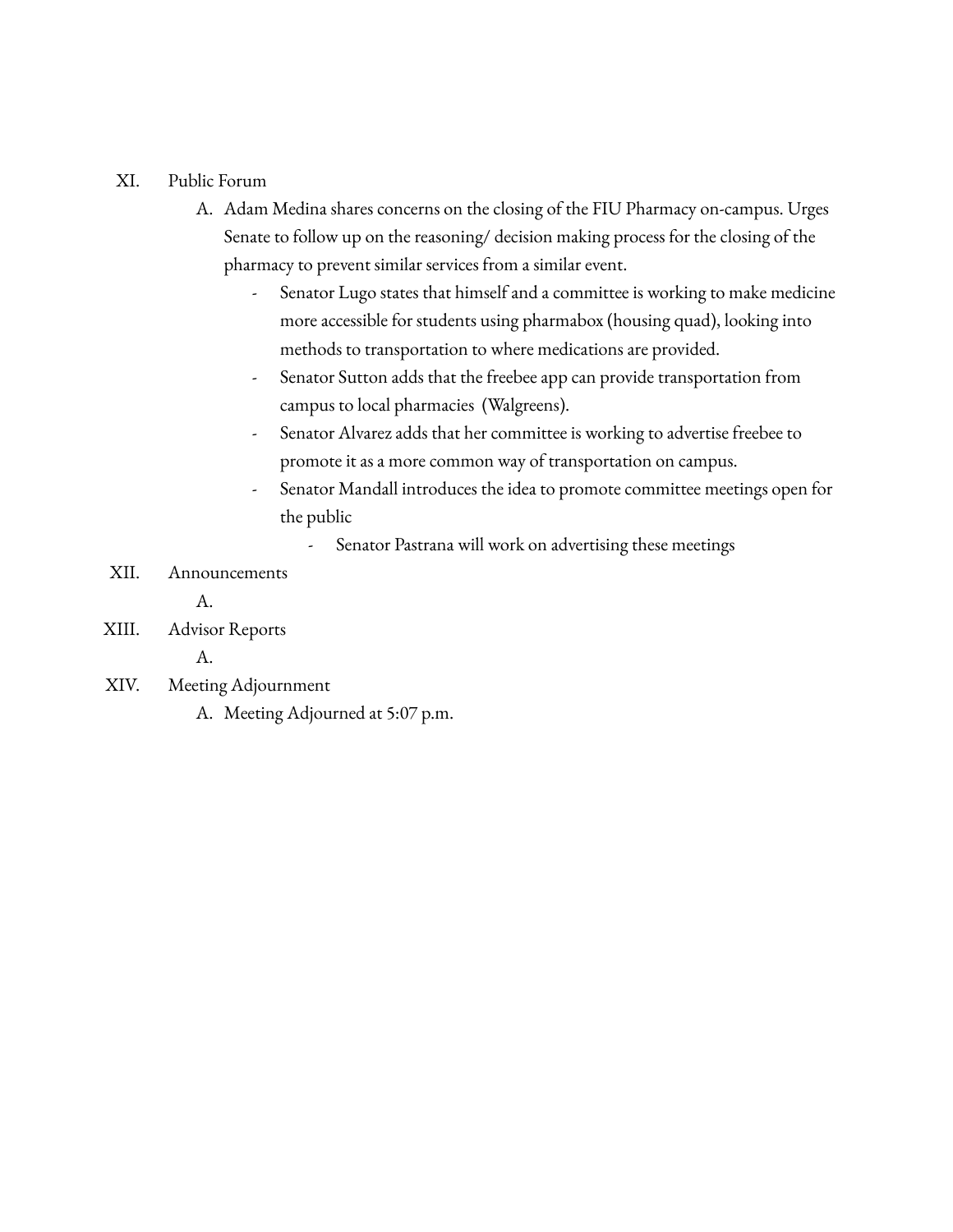XI. Public Forum

  A. Adam Medina shares concerns on the closing of the FIU Pharmacy on-campus. Urges Senate to follow up on the reasoning/ decision making process for the closing of the pharmacy to prevent similar services from a similar event.
    - Senator Lugo states that himself and a committee is working to make medicine more accessible for students using pharmabox (housing quad), looking into methods to transportation to where medications are provided.
    - Senator Sutton adds that the freebee app can provide transportation from campus to local pharmacies (Walgreens).
    - Senator Alvarez adds that her committee is working to advertise freebee to promote it as a more common way of transportation on campus.
    - Senator Mandall introduces the idea to promote committee meetings open for the public
      - Senator Pastrana will work on advertising these meetings

XII. Announcements

  A.

XIII. Advisor Reports

  A.

XIV. Meeting Adjournment

  A. Meeting Adjourned at 5:07 p.m.